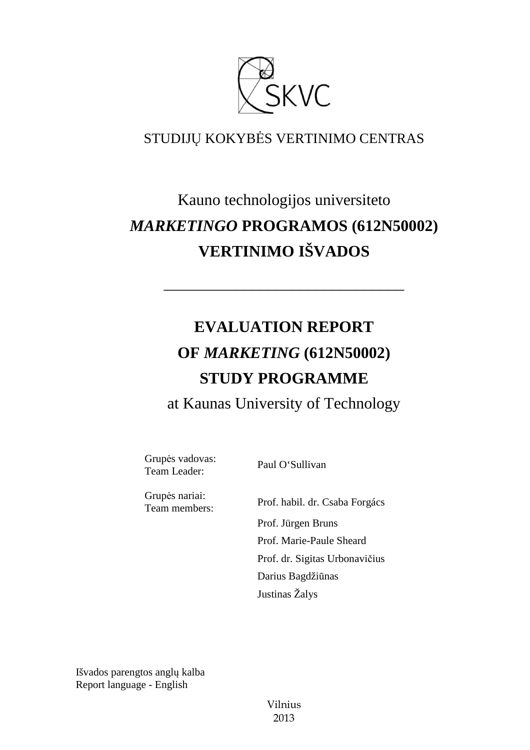SKVC

STUDIJŲ KOKYBĖS VERTINIMO CENTRAS

# Kauno technologijos universiteto *MARKETINGO* PROGRAMOS (612N50002) VERTINIMO IŠVADOS

---

# EVALUATION REPORT OF *MARKETING* (612N50002) STUDY PROGRAMME

at Kaunas University of Technology

| | |
|---|---|
| Grupės vadovas:<br>Team Leader: | Paul O'Sullivan |
| Grupės nariai:<br>Team members: | Prof. habil. dr. Csaba Forgács |
| | Prof. Jürgen Bruns |
| | Prof. Marie-Paule Sheard |
| | Prof. dr. Sigitas Urbonavičius |
| | Darius Bagdžiūnas |
| | Justinas Žalys |

Išvados parengtos anglų kalba
Report language - English

Vilnius
2013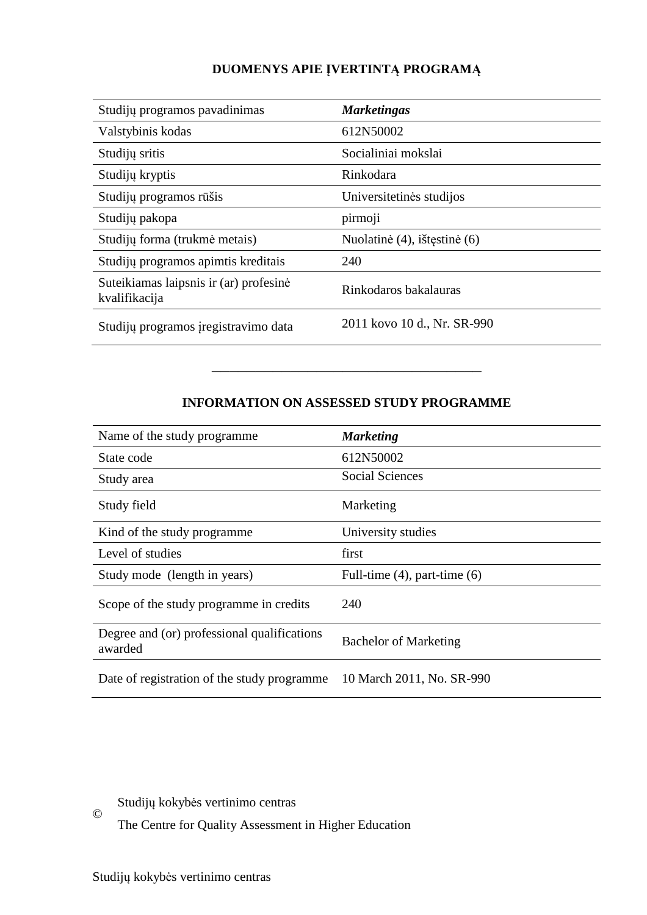## DUOMENYS APIE ĮVERTINTĄ PROGRAMĄ

| | |
|---|---|
| Studijų programos pavadinimas | ***Marketingas*** |
| Valstybinis kodas | 612N50002 |
| Studijų sritis | Socialiniai mokslai |
| Studijų kryptis | Rinkodara |
| Studijų programos rūšis | Universitetinės studijos |
| Studijų pakopa | pirmoji |
| Studijų forma (trukmė metais) | Nuolatinė (4), ištęstinė (6) |
| Studijų programos apimtis kreditais | 240 |
| Suteikiamas laipsnis ir (ar) profesinė kvalifikacija | Rinkodaros bakalauras |
| Studijų programos įregistravimo data | 2011 kovo 10 d., Nr. SR-990 |

---

## INFORMATION ON ASSESSED STUDY PROGRAMME

| | |
|---|---|
| Name of the study programme | ***Marketing*** |
| State code | 612N50002 |
| Study area | Social Sciences |
| Study field | Marketing |
| Kind of the study programme | University studies |
| Level of studies | first |
| Study mode (length in years) | Full-time (4), part-time (6) |
| Scope of the study programme in credits | 240 |
| Degree and (or) professional qualifications awarded | Bachelor of Marketing |
| Date of registration of the study programme | 10 March 2011, No. SR-990 |

© Studijų kokybės vertinimo centras
The Centre for Quality Assessment in Higher Education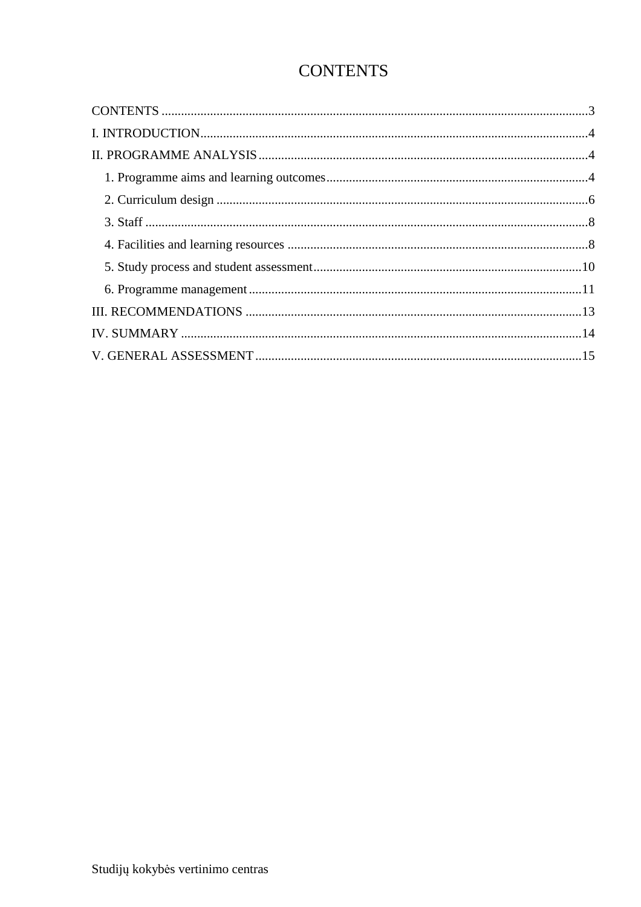# CONTENTS

CONTENTS ....................................................................................................................................3

I. INTRODUCTION.........................................................................................................................4

II. PROGRAMME ANALYSIS .......................................................................................................4

1. Programme aims and learning outcomes.................................................................................4

2. Curriculum design ...................................................................................................................6

3. Staff .........................................................................................................................................8

4. Facilities and learning resources .............................................................................................8

5. Study process and student assessment....................................................................................10

6. Programme management .......................................................................................................11

III. RECOMMENDATIONS ........................................................................................................13

IV. SUMMARY .............................................................................................................................14

V. GENERAL ASSESSMENT .....................................................................................................15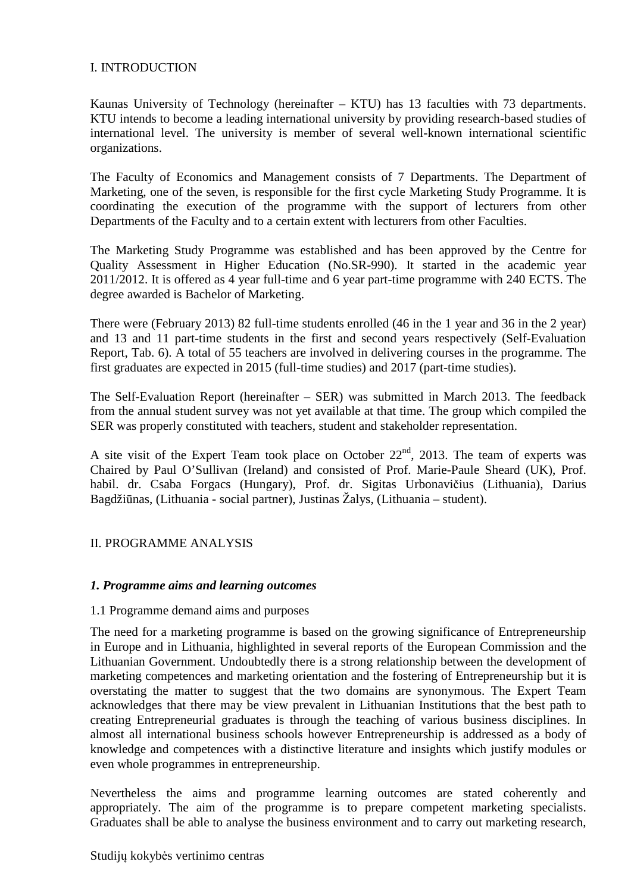## I. INTRODUCTION

Kaunas University of Technology (hereinafter – KTU) has 13 faculties with 73 departments. KTU intends to become a leading international university by providing research-based studies of international level. The university is member of several well-known international scientific organizations.

The Faculty of Economics and Management consists of 7 Departments. The Department of Marketing, one of the seven, is responsible for the first cycle Marketing Study Programme. It is coordinating the execution of the programme with the support of lecturers from other Departments of the Faculty and to a certain extent with lecturers from other Faculties.

The Marketing Study Programme was established and has been approved by the Centre for Quality Assessment in Higher Education (No.SR-990). It started in the academic year 2011/2012. It is offered as 4 year full-time and 6 year part-time programme with 240 ECTS. The degree awarded is Bachelor of Marketing.

There were (February 2013) 82 full-time students enrolled (46 in the 1 year and 36 in the 2 year) and 13 and 11 part-time students in the first and second years respectively (Self-Evaluation Report, Tab. 6). A total of 55 teachers are involved in delivering courses in the programme. The first graduates are expected in 2015 (full-time studies) and 2017 (part-time studies).

The Self-Evaluation Report (hereinafter – SER) was submitted in March 2013. The feedback from the annual student survey was not yet available at that time. The group which compiled the SER was properly constituted with teachers, student and stakeholder representation.

A site visit of the Expert Team took place on October 22nd, 2013. The team of experts was Chaired by Paul O'Sullivan (Ireland) and consisted of Prof. Marie-Paule Sheard (UK), Prof. habil. dr. Csaba Forgacs (Hungary), Prof. dr. Sigitas Urbonavičius (Lithuania), Darius Bagdžiūnas, (Lithuania - social partner), Justinas Žalys, (Lithuania – student).

## II. PROGRAMME ANALYSIS

### *1. Programme aims and learning outcomes*

1.1 Programme demand aims and purposes

The need for a marketing programme is based on the growing significance of Entrepreneurship in Europe and in Lithuania, highlighted in several reports of the European Commission and the Lithuanian Government. Undoubtedly there is a strong relationship between the development of marketing competences and marketing orientation and the fostering of Entrepreneurship but it is overstating the matter to suggest that the two domains are synonymous. The Expert Team acknowledges that there may be view prevalent in Lithuanian Institutions that the best path to creating Entrepreneurial graduates is through the teaching of various business disciplines. In almost all international business schools however Entrepreneurship is addressed as a body of knowledge and competences with a distinctive literature and insights which justify modules or even whole programmes in entrepreneurship.

Nevertheless the aims and programme learning outcomes are stated coherently and appropriately. The aim of the programme is to prepare competent marketing specialists. Graduates shall be able to analyse the business environment and to carry out marketing research,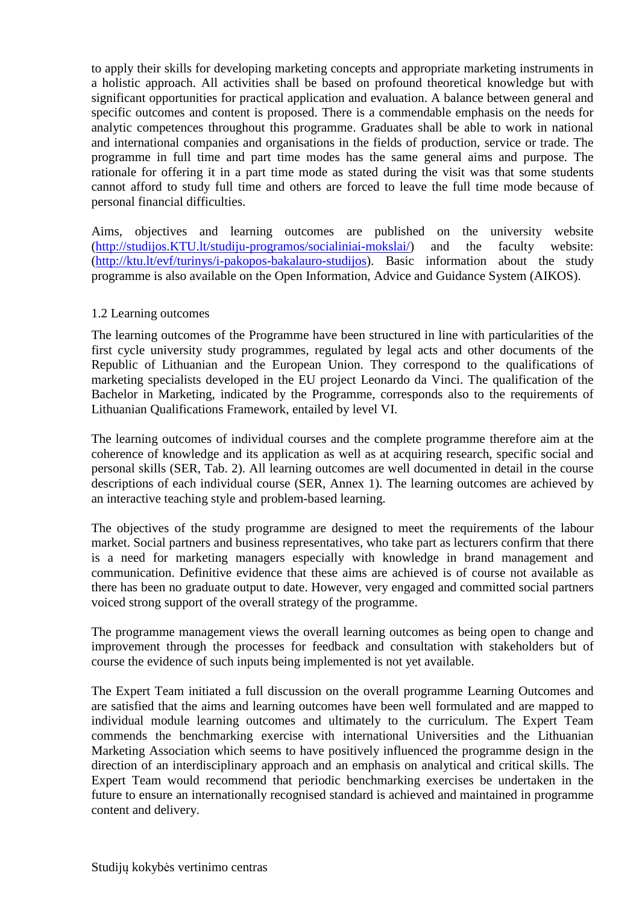to apply their skills for developing marketing concepts and appropriate marketing instruments in a holistic approach. All activities shall be based on profound theoretical knowledge but with significant opportunities for practical application and evaluation. A balance between general and specific outcomes and content is proposed. There is a commendable emphasis on the needs for analytic competences throughout this programme. Graduates shall be able to work in national and international companies and organisations in the fields of production, service or trade. The programme in full time and part time modes has the same general aims and purpose. The rationale for offering it in a part time mode as stated during the visit was that some students cannot afford to study full time and others are forced to leave the full time mode because of personal financial difficulties.

Aims, objectives and learning outcomes are published on the university website ([http://studijos.KTU.lt/studiju-programos/socialiniai-mokslai/](http://studijos.KTU.lt/studiju-programos/socialiniai-mokslai/)) and the faculty website: ([http://ktu.lt/evf/turinys/i-pakopos-bakalauro-studijos](http://ktu.lt/evf/turinys/i-pakopos-bakalauro-studijos)). Basic information about the study programme is also available on the Open Information, Advice and Guidance System (AIKOS).

1.2 Learning outcomes

The learning outcomes of the Programme have been structured in line with particularities of the first cycle university study programmes, regulated by legal acts and other documents of the Republic of Lithuanian and the European Union. They correspond to the qualifications of marketing specialists developed in the EU project Leonardo da Vinci. The qualification of the Bachelor in Marketing, indicated by the Programme, corresponds also to the requirements of Lithuanian Qualifications Framework, entailed by level VI.

The learning outcomes of individual courses and the complete programme therefore aim at the coherence of knowledge and its application as well as at acquiring research, specific social and personal skills (SER, Tab. 2). All learning outcomes are well documented in detail in the course descriptions of each individual course (SER, Annex 1). The learning outcomes are achieved by an interactive teaching style and problem-based learning.

The objectives of the study programme are designed to meet the requirements of the labour market. Social partners and business representatives, who take part as lecturers confirm that there is a need for marketing managers especially with knowledge in brand management and communication. Definitive evidence that these aims are achieved is of course not available as there has been no graduate output to date. However, very engaged and committed social partners voiced strong support of the overall strategy of the programme.

The programme management views the overall learning outcomes as being open to change and improvement through the processes for feedback and consultation with stakeholders but of course the evidence of such inputs being implemented is not yet available.

The Expert Team initiated a full discussion on the overall programme Learning Outcomes and are satisfied that the aims and learning outcomes have been well formulated and are mapped to individual module learning outcomes and ultimately to the curriculum. The Expert Team commends the benchmarking exercise with international Universities and the Lithuanian Marketing Association which seems to have positively influenced the programme design in the direction of an interdisciplinary approach and an emphasis on analytical and critical skills. The Expert Team would recommend that periodic benchmarking exercises be undertaken in the future to ensure an internationally recognised standard is achieved and maintained in programme content and delivery.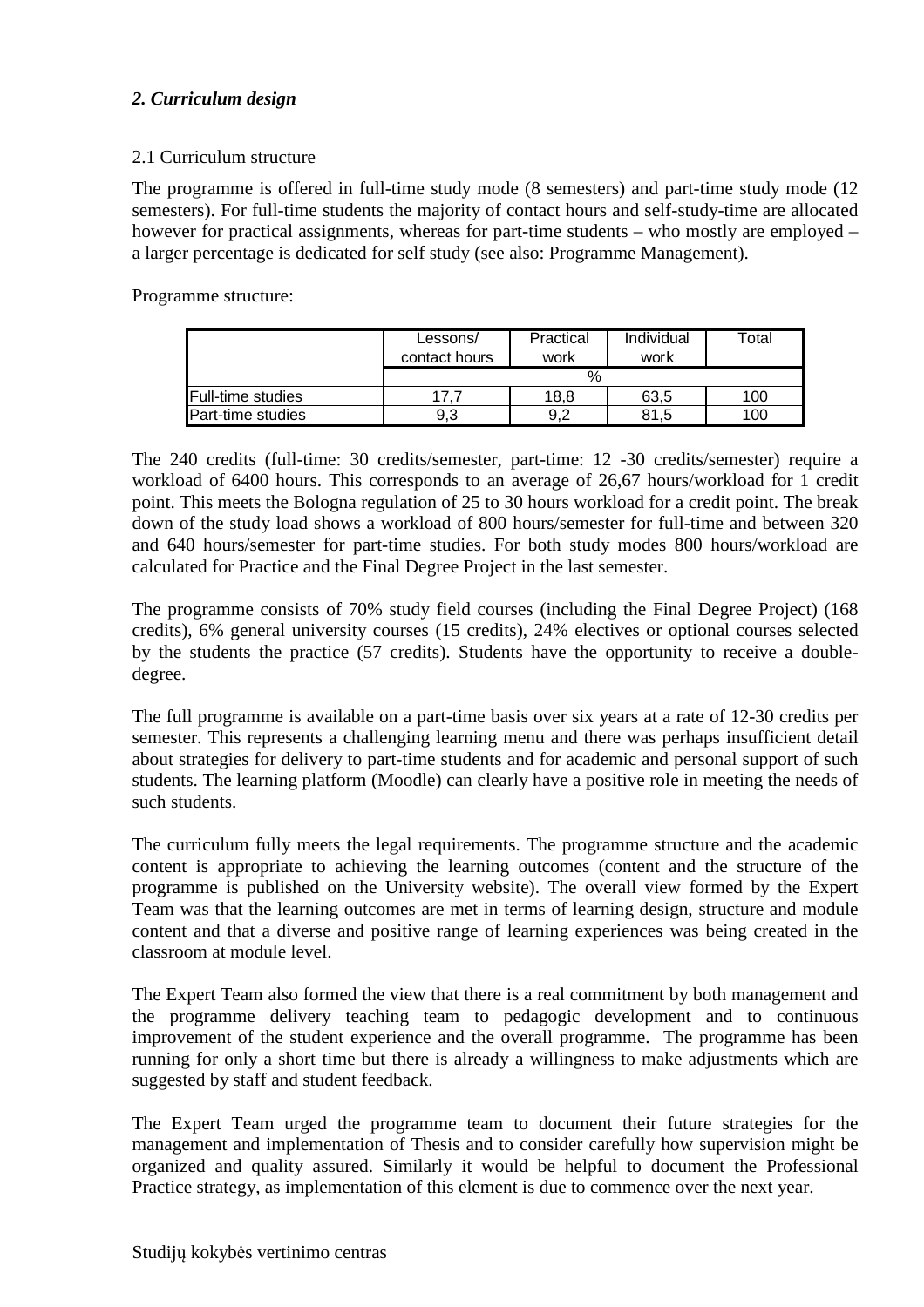## *2. Curriculum design*

2.1 Curriculum structure

The programme is offered in full-time study mode (8 semesters) and part-time study mode (12 semesters). For full-time students the majority of contact hours and self-study-time are allocated however for practical assignments, whereas for part-time students – who mostly are employed – a larger percentage is dedicated for self study (see also: Programme Management).

Programme structure:

| | Lessons/ contact hours | Practical work | Individual work | Total |
|---|---|---|---|---|
| | % | | | |
| Full-time studies | 17,7 | 18,8 | 63,5 | 100 |
| Part-time studies | 9,3 | 9,2 | 81,5 | 100 |

The 240 credits (full-time: 30 credits/semester, part-time: 12 -30 credits/semester) require a workload of 6400 hours. This corresponds to an average of 26,67 hours/workload for 1 credit point. This meets the Bologna regulation of 25 to 30 hours workload for a credit point. The break down of the study load shows a workload of 800 hours/semester for full-time and between 320 and 640 hours/semester for part-time studies. For both study modes 800 hours/workload are calculated for Practice and the Final Degree Project in the last semester.

The programme consists of 70% study field courses (including the Final Degree Project) (168 credits), 6% general university courses (15 credits), 24% electives or optional courses selected by the students the practice (57 credits). Students have the opportunity to receive a double-degree.

The full programme is available on a part-time basis over six years at a rate of 12-30 credits per semester. This represents a challenging learning menu and there was perhaps insufficient detail about strategies for delivery to part-time students and for academic and personal support of such students. The learning platform (Moodle) can clearly have a positive role in meeting the needs of such students.

The curriculum fully meets the legal requirements. The programme structure and the academic content is appropriate to achieving the learning outcomes (content and the structure of the programme is published on the University website). The overall view formed by the Expert Team was that the learning outcomes are met in terms of learning design, structure and module content and that a diverse and positive range of learning experiences was being created in the classroom at module level.

The Expert Team also formed the view that there is a real commitment by both management and the programme delivery teaching team to pedagogic development and to continuous improvement of the student experience and the overall programme. The programme has been running for only a short time but there is already a willingness to make adjustments which are suggested by staff and student feedback.

The Expert Team urged the programme team to document their future strategies for the management and implementation of Thesis and to consider carefully how supervision might be organized and quality assured. Similarly it would be helpful to document the Professional Practice strategy, as implementation of this element is due to commence over the next year.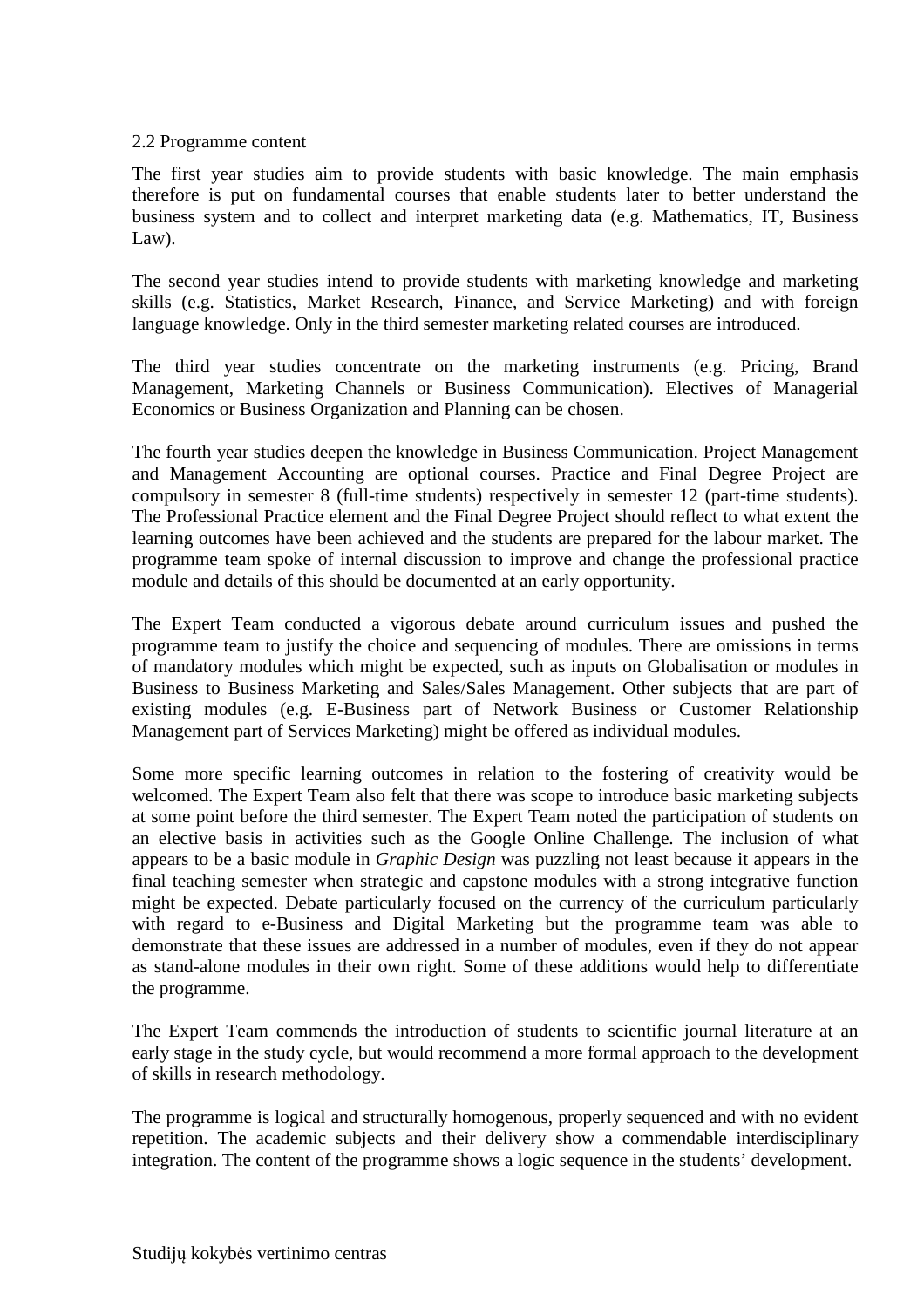## 2.2 Programme content

The first year studies aim to provide students with basic knowledge. The main emphasis therefore is put on fundamental courses that enable students later to better understand the business system and to collect and interpret marketing data (e.g. Mathematics, IT, Business Law).

The second year studies intend to provide students with marketing knowledge and marketing skills (e.g. Statistics, Market Research, Finance, and Service Marketing) and with foreign language knowledge. Only in the third semester marketing related courses are introduced.

The third year studies concentrate on the marketing instruments (e.g. Pricing, Brand Management, Marketing Channels or Business Communication). Electives of Managerial Economics or Business Organization and Planning can be chosen.

The fourth year studies deepen the knowledge in Business Communication. Project Management and Management Accounting are optional courses. Practice and Final Degree Project are compulsory in semester 8 (full-time students) respectively in semester 12 (part-time students). The Professional Practice element and the Final Degree Project should reflect to what extent the learning outcomes have been achieved and the students are prepared for the labour market. The programme team spoke of internal discussion to improve and change the professional practice module and details of this should be documented at an early opportunity.

The Expert Team conducted a vigorous debate around curriculum issues and pushed the programme team to justify the choice and sequencing of modules. There are omissions in terms of mandatory modules which might be expected, such as inputs on Globalisation or modules in Business to Business Marketing and Sales/Sales Management. Other subjects that are part of existing modules (e.g. E-Business part of Network Business or Customer Relationship Management part of Services Marketing) might be offered as individual modules.

Some more specific learning outcomes in relation to the fostering of creativity would be welcomed. The Expert Team also felt that there was scope to introduce basic marketing subjects at some point before the third semester. The Expert Team noted the participation of students on an elective basis in activities such as the Google Online Challenge. The inclusion of what appears to be a basic module in *Graphic Design* was puzzling not least because it appears in the final teaching semester when strategic and capstone modules with a strong integrative function might be expected. Debate particularly focused on the currency of the curriculum particularly with regard to e-Business and Digital Marketing but the programme team was able to demonstrate that these issues are addressed in a number of modules, even if they do not appear as stand-alone modules in their own right. Some of these additions would help to differentiate the programme.

The Expert Team commends the introduction of students to scientific journal literature at an early stage in the study cycle, but would recommend a more formal approach to the development of skills in research methodology.

The programme is logical and structurally homogenous, properly sequenced and with no evident repetition. The academic subjects and their delivery show a commendable interdisciplinary integration. The content of the programme shows a logic sequence in the students' development.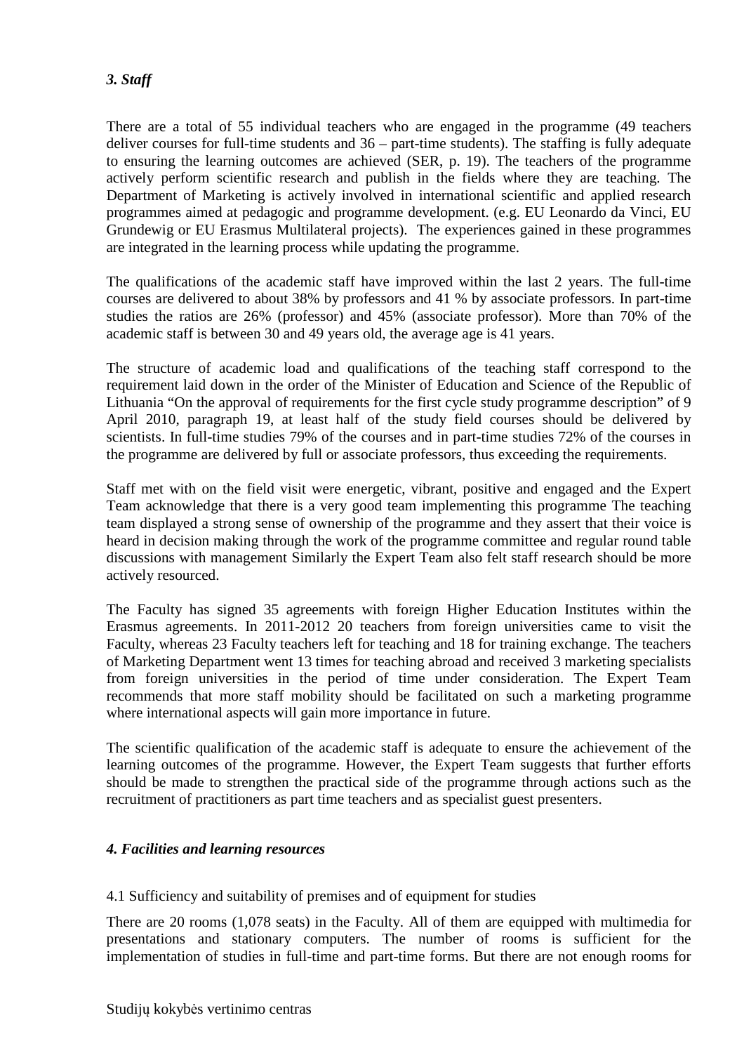### *3. Staff*

There are a total of 55 individual teachers who are engaged in the programme (49 teachers deliver courses for full-time students and 36 – part-time students). The staffing is fully adequate to ensuring the learning outcomes are achieved (SER, p. 19). The teachers of the programme actively perform scientific research and publish in the fields where they are teaching. The Department of Marketing is actively involved in international scientific and applied research programmes aimed at pedagogic and programme development. (e.g. EU Leonardo da Vinci, EU Grundewig or EU Erasmus Multilateral projects). The experiences gained in these programmes are integrated in the learning process while updating the programme.

The qualifications of the academic staff have improved within the last 2 years. The full-time courses are delivered to about 38% by professors and 41 % by associate professors. In part-time studies the ratios are 26% (professor) and 45% (associate professor). More than 70% of the academic staff is between 30 and 49 years old, the average age is 41 years.

The structure of academic load and qualifications of the teaching staff correspond to the requirement laid down in the order of the Minister of Education and Science of the Republic of Lithuania "On the approval of requirements for the first cycle study programme description" of 9 April 2010, paragraph 19, at least half of the study field courses should be delivered by scientists. In full-time studies 79% of the courses and in part-time studies 72% of the courses in the programme are delivered by full or associate professors, thus exceeding the requirements.

Staff met with on the field visit were energetic, vibrant, positive and engaged and the Expert Team acknowledge that there is a very good team implementing this programme The teaching team displayed a strong sense of ownership of the programme and they assert that their voice is heard in decision making through the work of the programme committee and regular round table discussions with management Similarly the Expert Team also felt staff research should be more actively resourced.

The Faculty has signed 35 agreements with foreign Higher Education Institutes within the Erasmus agreements. In 2011-2012 20 teachers from foreign universities came to visit the Faculty, whereas 23 Faculty teachers left for teaching and 18 for training exchange. The teachers of Marketing Department went 13 times for teaching abroad and received 3 marketing specialists from foreign universities in the period of time under consideration. The Expert Team recommends that more staff mobility should be facilitated on such a marketing programme where international aspects will gain more importance in future.

The scientific qualification of the academic staff is adequate to ensure the achievement of the learning outcomes of the programme. However, the Expert Team suggests that further efforts should be made to strengthen the practical side of the programme through actions such as the recruitment of practitioners as part time teachers and as specialist guest presenters.

### *4. Facilities and learning resources*

4.1 Sufficiency and suitability of premises and of equipment for studies

There are 20 rooms (1,078 seats) in the Faculty. All of them are equipped with multimedia for presentations and stationary computers. The number of rooms is sufficient for the implementation of studies in full-time and part-time forms. But there are not enough rooms for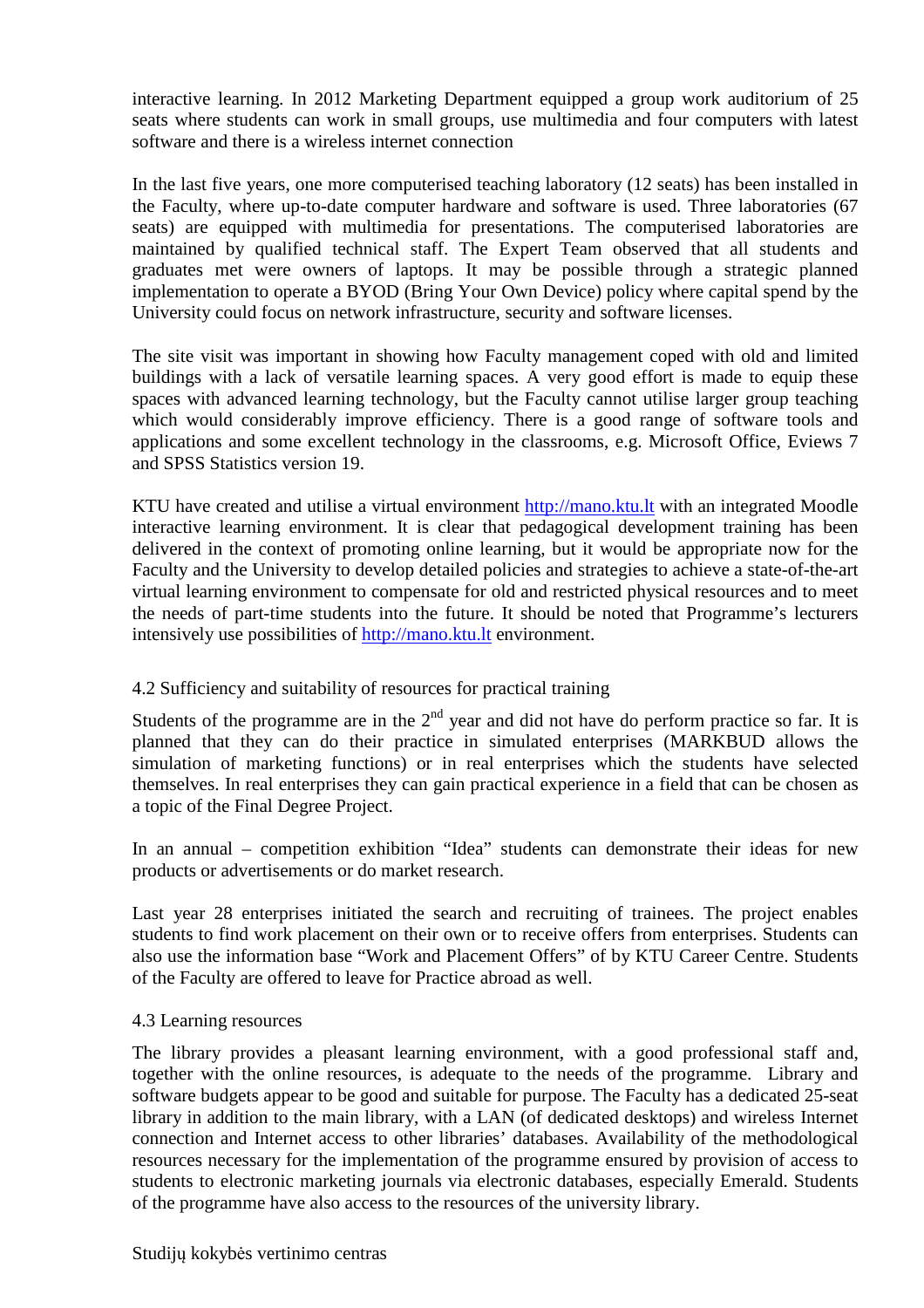interactive learning. In 2012 Marketing Department equipped a group work auditorium of 25 seats where students can work in small groups, use multimedia and four computers with latest software and there is a wireless internet connection

In the last five years, one more computerised teaching laboratory (12 seats) has been installed in the Faculty, where up-to-date computer hardware and software is used. Three laboratories (67 seats) are equipped with multimedia for presentations. The computerised laboratories are maintained by qualified technical staff. The Expert Team observed that all students and graduates met were owners of laptops. It may be possible through a strategic planned implementation to operate a BYOD (Bring Your Own Device) policy where capital spend by the University could focus on network infrastructure, security and software licenses.

The site visit was important in showing how Faculty management coped with old and limited buildings with a lack of versatile learning spaces. A very good effort is made to equip these spaces with advanced learning technology, but the Faculty cannot utilise larger group teaching which would considerably improve efficiency. There is a good range of software tools and applications and some excellent technology in the classrooms, e.g. Microsoft Office, Eviews 7 and SPSS Statistics version 19.

KTU have created and utilise a virtual environment http://mano.ktu.lt with an integrated Moodle interactive learning environment. It is clear that pedagogical development training has been delivered in the context of promoting online learning, but it would be appropriate now for the Faculty and the University to develop detailed policies and strategies to achieve a state-of-the-art virtual learning environment to compensate for old and restricted physical resources and to meet the needs of part-time students into the future. It should be noted that Programme's lecturers intensively use possibilities of http://mano.ktu.lt environment.

### 4.2 Sufficiency and suitability of resources for practical training

Students of the programme are in the 2nd year and did not have do perform practice so far. It is planned that they can do their practice in simulated enterprises (MARKBUD allows the simulation of marketing functions) or in real enterprises which the students have selected themselves. In real enterprises they can gain practical experience in a field that can be chosen as a topic of the Final Degree Project.

In an annual – competition exhibition "Idea" students can demonstrate their ideas for new products or advertisements or do market research.

Last year 28 enterprises initiated the search and recruiting of trainees. The project enables students to find work placement on their own or to receive offers from enterprises. Students can also use the information base "Work and Placement Offers" of by KTU Career Centre. Students of the Faculty are offered to leave for Practice abroad as well.

### 4.3 Learning resources

The library provides a pleasant learning environment, with a good professional staff and, together with the online resources, is adequate to the needs of the programme. Library and software budgets appear to be good and suitable for purpose. The Faculty has a dedicated 25-seat library in addition to the main library, with a LAN (of dedicated desktops) and wireless Internet connection and Internet access to other libraries' databases. Availability of the methodological resources necessary for the implementation of the programme ensured by provision of access to students to electronic marketing journals via electronic databases, especially Emerald. Students of the programme have also access to the resources of the university library.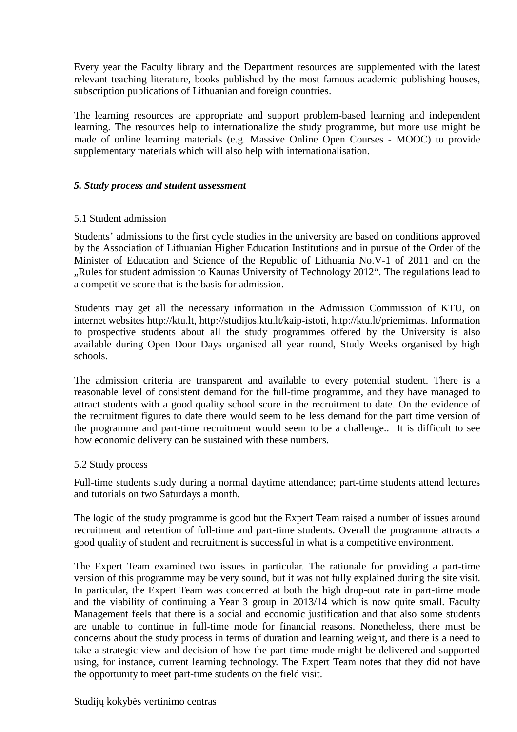Every year the Faculty library and the Department resources are supplemented with the latest relevant teaching literature, books published by the most famous academic publishing houses, subscription publications of Lithuanian and foreign countries.

The learning resources are appropriate and support problem-based learning and independent learning. The resources help to internationalize the study programme, but more use might be made of online learning materials (e.g. Massive Online Open Courses - MOOC) to provide supplementary materials which will also help with internationalisation.

### *5. Study process and student assessment*

5.1 Student admission

Students' admissions to the first cycle studies in the university are based on conditions approved by the Association of Lithuanian Higher Education Institutions and in pursue of the Order of the Minister of Education and Science of the Republic of Lithuania No.V-1 of 2011 and on the „Rules for student admission to Kaunas University of Technology 2012". The regulations lead to a competitive score that is the basis for admission.

Students may get all the necessary information in the Admission Commission of KTU, on internet websites http://ktu.lt, http://studijos.ktu.lt/kaip-istoti, http://ktu.lt/priemimas. Information to prospective students about all the study programmes offered by the University is also available during Open Door Days organised all year round, Study Weeks organised by high schools.

The admission criteria are transparent and available to every potential student. There is a reasonable level of consistent demand for the full-time programme, and they have managed to attract students with a good quality school score in the recruitment to date. On the evidence of the recruitment figures to date there would seem to be less demand for the part time version of the programme and part-time recruitment would seem to be a challenge.. It is difficult to see how economic delivery can be sustained with these numbers.

5.2 Study process

Full-time students study during a normal daytime attendance; part-time students attend lectures and tutorials on two Saturdays a month.

The logic of the study programme is good but the Expert Team raised a number of issues around recruitment and retention of full-time and part-time students. Overall the programme attracts a good quality of student and recruitment is successful in what is a competitive environment.

The Expert Team examined two issues in particular. The rationale for providing a part-time version of this programme may be very sound, but it was not fully explained during the site visit. In particular, the Expert Team was concerned at both the high drop-out rate in part-time mode and the viability of continuing a Year 3 group in 2013/14 which is now quite small. Faculty Management feels that there is a social and economic justification and that also some students are unable to continue in full-time mode for financial reasons. Nonetheless, there must be concerns about the study process in terms of duration and learning weight, and there is a need to take a strategic view and decision of how the part-time mode might be delivered and supported using, for instance, current learning technology. The Expert Team notes that they did not have the opportunity to meet part-time students on the field visit.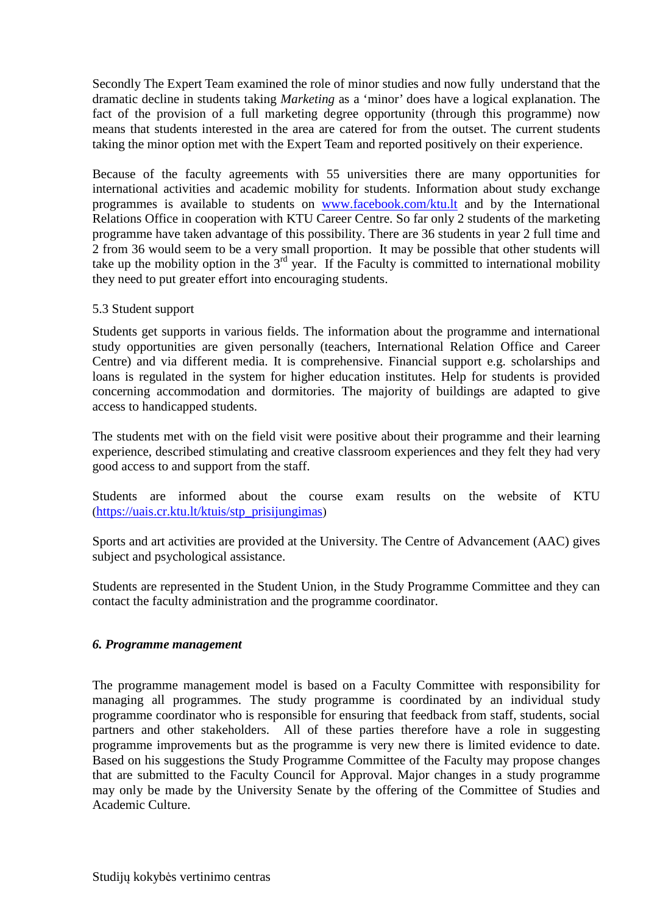Secondly The Expert Team examined the role of minor studies and now fully understand that the dramatic decline in students taking *Marketing* as a 'minor' does have a logical explanation. The fact of the provision of a full marketing degree opportunity (through this programme) now means that students interested in the area are catered for from the outset. The current students taking the minor option met with the Expert Team and reported positively on their experience.

Because of the faculty agreements with 55 universities there are many opportunities for international activities and academic mobility for students. Information about study exchange programmes is available to students on www.facebook.com/ktu.lt and by the International Relations Office in cooperation with KTU Career Centre. So far only 2 students of the marketing programme have taken advantage of this possibility. There are 36 students in year 2 full time and 2 from 36 would seem to be a very small proportion. It may be possible that other students will take up the mobility option in the 3rd year. If the Faculty is committed to international mobility they need to put greater effort into encouraging students.

5.3 Student support

Students get supports in various fields. The information about the programme and international study opportunities are given personally (teachers, International Relation Office and Career Centre) and via different media. It is comprehensive. Financial support e.g. scholarships and loans is regulated in the system for higher education institutes. Help for students is provided concerning accommodation and dormitories. The majority of buildings are adapted to give access to handicapped students.

The students met with on the field visit were positive about their programme and their learning experience, described stimulating and creative classroom experiences and they felt they had very good access to and support from the staff.

Students are informed about the course exam results on the website of KTU (https://uais.cr.ktu.lt/ktuis/stp_prisijungimas)

Sports and art activities are provided at the University. The Centre of Advancement (AAC) gives subject and psychological assistance.

Students are represented in the Student Union, in the Study Programme Committee and they can contact the faculty administration and the programme coordinator.

***6. Programme management***

The programme management model is based on a Faculty Committee with responsibility for managing all programmes. The study programme is coordinated by an individual study programme coordinator who is responsible for ensuring that feedback from staff, students, social partners and other stakeholders. All of these parties therefore have a role in suggesting programme improvements but as the programme is very new there is limited evidence to date. Based on his suggestions the Study Programme Committee of the Faculty may propose changes that are submitted to the Faculty Council for Approval. Major changes in a study programme may only be made by the University Senate by the offering of the Committee of Studies and Academic Culture.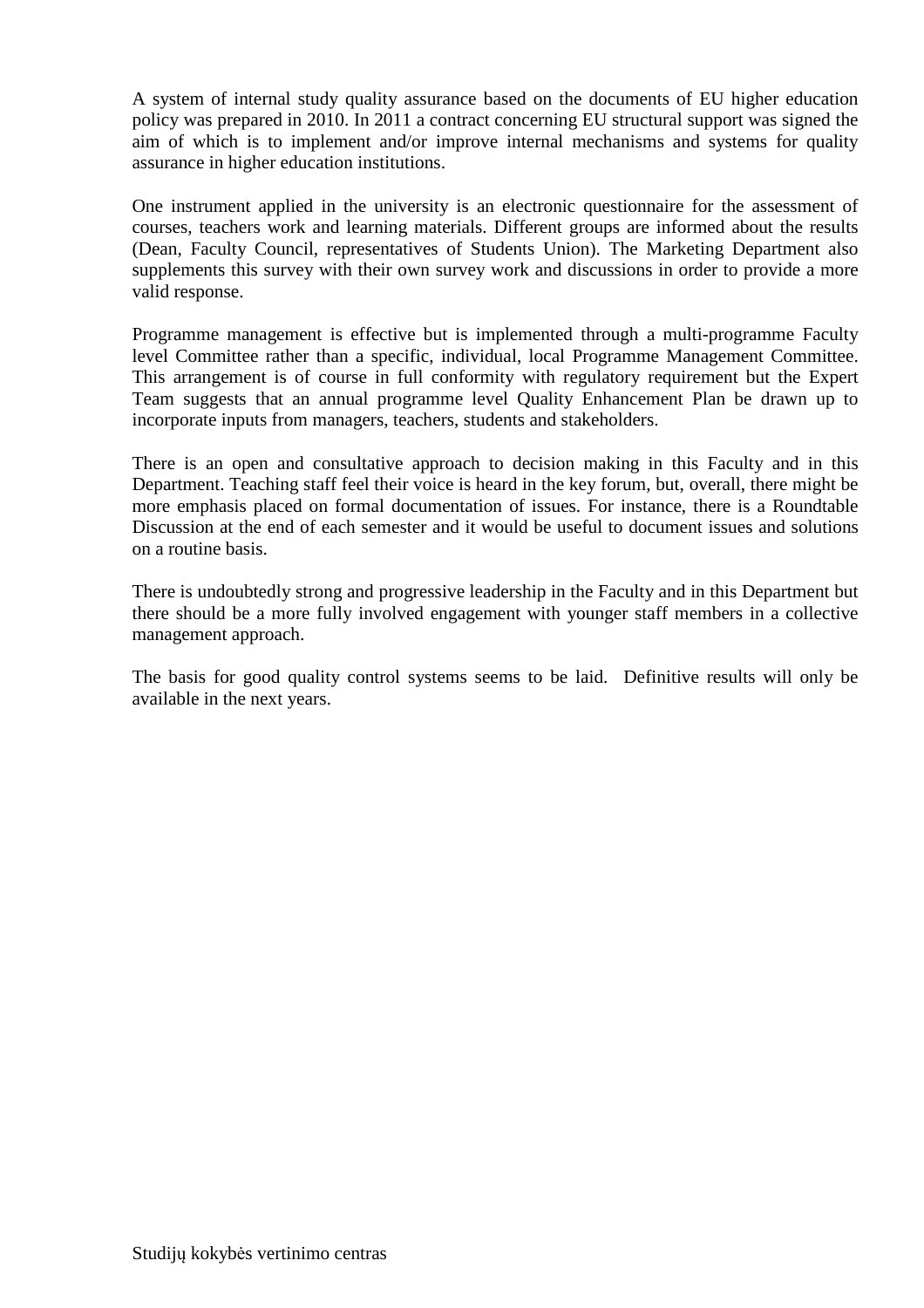A system of internal study quality assurance based on the documents of EU higher education policy was prepared in 2010. In 2011 a contract concerning EU structural support was signed the aim of which is to implement and/or improve internal mechanisms and systems for quality assurance in higher education institutions.

One instrument applied in the university is an electronic questionnaire for the assessment of courses, teachers work and learning materials. Different groups are informed about the results (Dean, Faculty Council, representatives of Students Union). The Marketing Department also supplements this survey with their own survey work and discussions in order to provide a more valid response.

Programme management is effective but is implemented through a multi-programme Faculty level Committee rather than a specific, individual, local Programme Management Committee. This arrangement is of course in full conformity with regulatory requirement but the Expert Team suggests that an annual programme level Quality Enhancement Plan be drawn up to incorporate inputs from managers, teachers, students and stakeholders.

There is an open and consultative approach to decision making in this Faculty and in this Department. Teaching staff feel their voice is heard in the key forum, but, overall, there might be more emphasis placed on formal documentation of issues. For instance, there is a Roundtable Discussion at the end of each semester and it would be useful to document issues and solutions on a routine basis.

There is undoubtedly strong and progressive leadership in the Faculty and in this Department but there should be a more fully involved engagement with younger staff members in a collective management approach.

The basis for good quality control systems seems to be laid. Definitive results will only be available in the next years.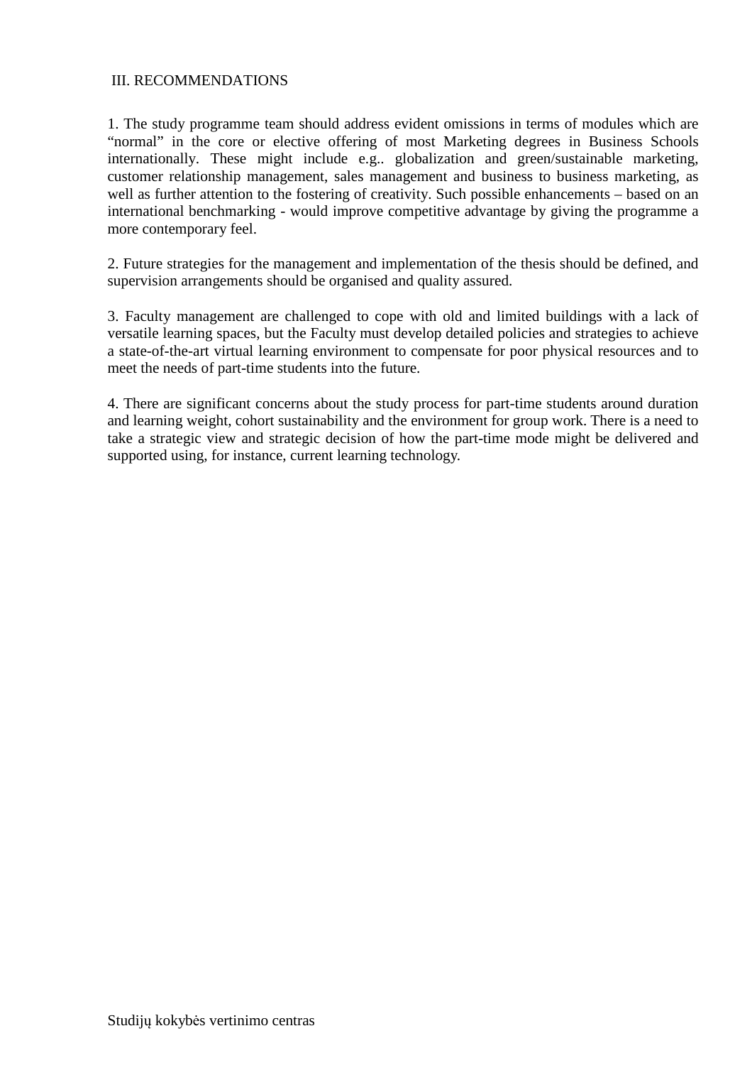## III. RECOMMENDATIONS

1. The study programme team should address evident omissions in terms of modules which are "normal" in the core or elective offering of most Marketing degrees in Business Schools internationally. These might include e.g.. globalization and green/sustainable marketing, customer relationship management, sales management and business to business marketing, as well as further attention to the fostering of creativity. Such possible enhancements – based on an international benchmarking - would improve competitive advantage by giving the programme a more contemporary feel.

2. Future strategies for the management and implementation of the thesis should be defined, and supervision arrangements should be organised and quality assured.

3. Faculty management are challenged to cope with old and limited buildings with a lack of versatile learning spaces, but the Faculty must develop detailed policies and strategies to achieve a state-of-the-art virtual learning environment to compensate for poor physical resources and to meet the needs of part-time students into the future.

4. There are significant concerns about the study process for part-time students around duration and learning weight, cohort sustainability and the environment for group work. There is a need to take a strategic view and strategic decision of how the part-time mode might be delivered and supported using, for instance, current learning technology.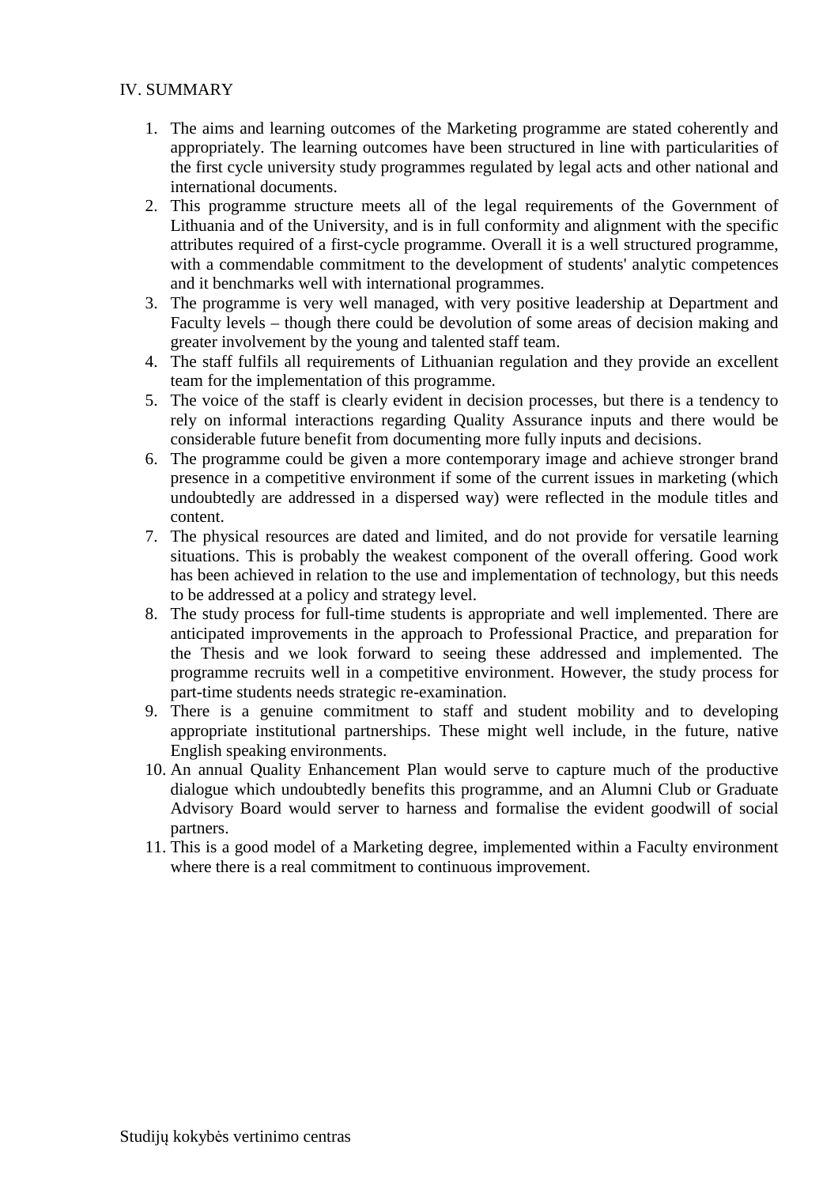## IV. SUMMARY

1. The aims and learning outcomes of the Marketing programme are stated coherently and appropriately. The learning outcomes have been structured in line with particularities of the first cycle university study programmes regulated by legal acts and other national and international documents.
2. This programme structure meets all of the legal requirements of the Government of Lithuania and of the University, and is in full conformity and alignment with the specific attributes required of a first-cycle programme. Overall it is a well structured programme, with a commendable commitment to the development of students' analytic competences and it benchmarks well with international programmes.
3. The programme is very well managed, with very positive leadership at Department and Faculty levels – though there could be devolution of some areas of decision making and greater involvement by the young and talented staff team.
4. The staff fulfils all requirements of Lithuanian regulation and they provide an excellent team for the implementation of this programme.
5. The voice of the staff is clearly evident in decision processes, but there is a tendency to rely on informal interactions regarding Quality Assurance inputs and there would be considerable future benefit from documenting more fully inputs and decisions.
6. The programme could be given a more contemporary image and achieve stronger brand presence in a competitive environment if some of the current issues in marketing (which undoubtedly are addressed in a dispersed way) were reflected in the module titles and content.
7. The physical resources are dated and limited, and do not provide for versatile learning situations. This is probably the weakest component of the overall offering. Good work has been achieved in relation to the use and implementation of technology, but this needs to be addressed at a policy and strategy level.
8. The study process for full-time students is appropriate and well implemented. There are anticipated improvements in the approach to Professional Practice, and preparation for the Thesis and we look forward to seeing these addressed and implemented. The programme recruits well in a competitive environment. However, the study process for part-time students needs strategic re-examination.
9. There is a genuine commitment to staff and student mobility and to developing appropriate institutional partnerships. These might well include, in the future, native English speaking environments.
10. An annual Quality Enhancement Plan would serve to capture much of the productive dialogue which undoubtedly benefits this programme, and an Alumni Club or Graduate Advisory Board would server to harness and formalise the evident goodwill of social partners.
11. This is a good model of a Marketing degree, implemented within a Faculty environment where there is a real commitment to continuous improvement.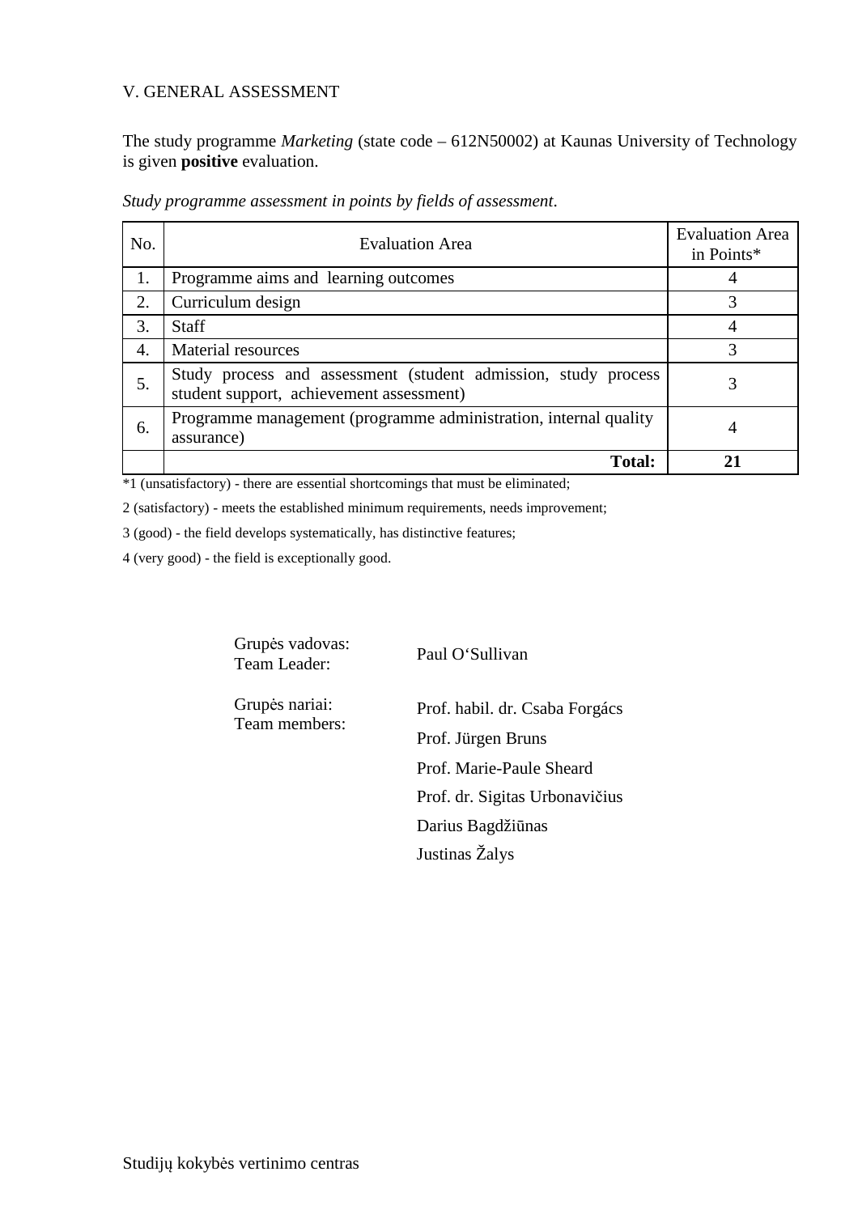V. GENERAL ASSESSMENT

The study programme *Marketing* (state code – 612N50002) at Kaunas University of Technology is given **positive** evaluation.

*Study programme assessment in points by fields of assessment*.

| No. | Evaluation Area | Evaluation Area in Points* |
|---|---|---|
| 1. | Programme aims and learning outcomes | 4 |
| 2. | Curriculum design | 3 |
| 3. | Staff | 4 |
| 4. | Material resources | 3 |
| 5. | Study process and assessment (student admission, study process student support, achievement assessment) | 3 |
| 6. | Programme management (programme administration, internal quality assurance) | 4 |
| | **Total:** | **21** |

*1 (unsatisfactory) - there are essential shortcomings that must be eliminated;

2 (satisfactory) - meets the established minimum requirements, needs improvement;

3 (good) - the field develops systematically, has distinctive features;

4 (very good) - the field is exceptionally good.

Grupės vadovas:
Team Leader: Paul O'Sullivan

Grupės nariai:
Team members:

Prof. habil. dr. Csaba Forgács

Prof. Jürgen Bruns

Prof. Marie-Paule Sheard

Prof. dr. Sigitas Urbonavičius

Darius Bagdžiūnas

Justinas Žalys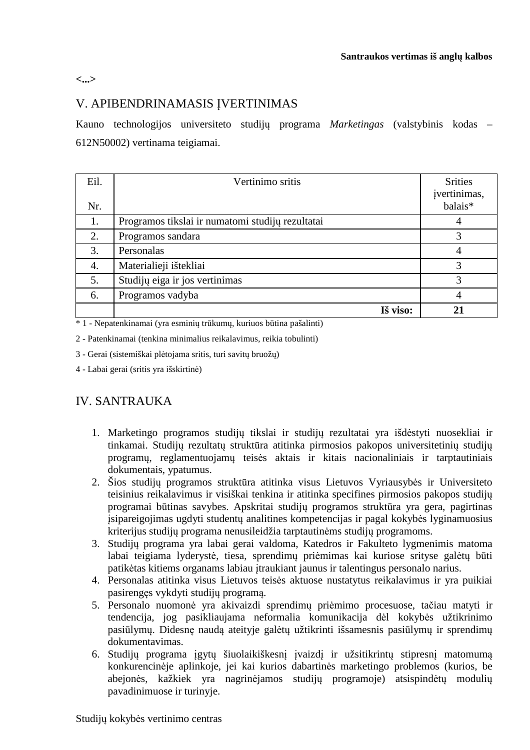**Santraukos vertimas iš anglų kalbos**

**<...>**

## V. APIBENDRINAMASIS ĮVERTINIMAS

Kauno technologijos universiteto studijų programa *Marketingas* (valstybinis kodas – 612N50002) vertinama teigiamai.

| Eil. Nr. | Vertinimo sritis | Srities įvertinimas, balais* |
|---|---|---|
| 1. | Programos tikslai ir numatomi studijų rezultatai | 4 |
| 2. | Programos sandara | 3 |
| 3. | Personalas | 4 |
| 4. | Materialieji ištekliai | 3 |
| 5. | Studijų eiga ir jos vertinimas | 3 |
| 6. | Programos vadyba | 4 |
| | **Iš viso:** | **21** |

\* 1 - Nepatenkinamai (yra esminių trūkumų, kuriuos būtina pašalinti)

2 - Patenkinamai (tenkina minimalius reikalavimus, reikia tobulinti)

3 - Gerai (sistemiškai plėtojama sritis, turi savitų bruožų)

4 - Labai gerai (sritis yra išskirtinė)

## IV. SANTRAUKA

1. Marketingo programos studijų tikslai ir studijų rezultatai yra išdėstyti nuosekliai ir tinkamai. Studijų rezultatų struktūra atitinka pirmosios pakopos universitetinių studijų programų, reglamentuojamų teisės aktais ir kitais nacionaliniais ir tarptautiniais dokumentais, ypatumus.
2. Šios studijų programos struktūra atitinka visus Lietuvos Vyriausybės ir Universiteto teisinius reikalavimus ir visiškai tenkina ir atitinka specifines pirmosios pakopos studijų programai būtinas savybes. Apskritai studijų programos struktūra yra gera, pagirtinas įsipareigojimas ugdyti studentų analitines kompetencijas ir pagal kokybės lyginamuosius kriterijus studijų programa nenusileidžia tarptautinėms studijų programoms.
3. Studijų programa yra labai gerai valdoma, Katedros ir Fakulteto lygmenimis matoma labai teigiama lyderystė, tiesa, sprendimų priėmimas kai kuriose srityse galėtų būti patikėtas kitiems organams labiau įtraukiant jaunus ir talentingus personalo narius.
4. Personalas atitinka visus Lietuvos teisės aktuose nustatytus reikalavimus ir yra puikiai pasirengęs vykdyti studijų programą.
5. Personalo nuomonė yra akivaizdi sprendimų priėmimo procesuose, tačiau matyti ir tendencija, jog pasikliaujama neformalia komunikacija dėl kokybės užtikrinimo pasiūlymų. Didesnę naudą ateityje galėtų užtikrinti išsamesnis pasiūlymų ir sprendimų dokumentavimas.
6. Studijų programa įgytų šiuolaikiškesnį įvaizdį ir užsitikrintų stipresnį matomumą konkurencinėje aplinkoje, jei kai kurios dabartinės marketingo problemos (kurios, be abejonės, kažkiek yra nagrinėjamos studijų programoje) atsispindėtų modulių pavadinimuose ir turinyje.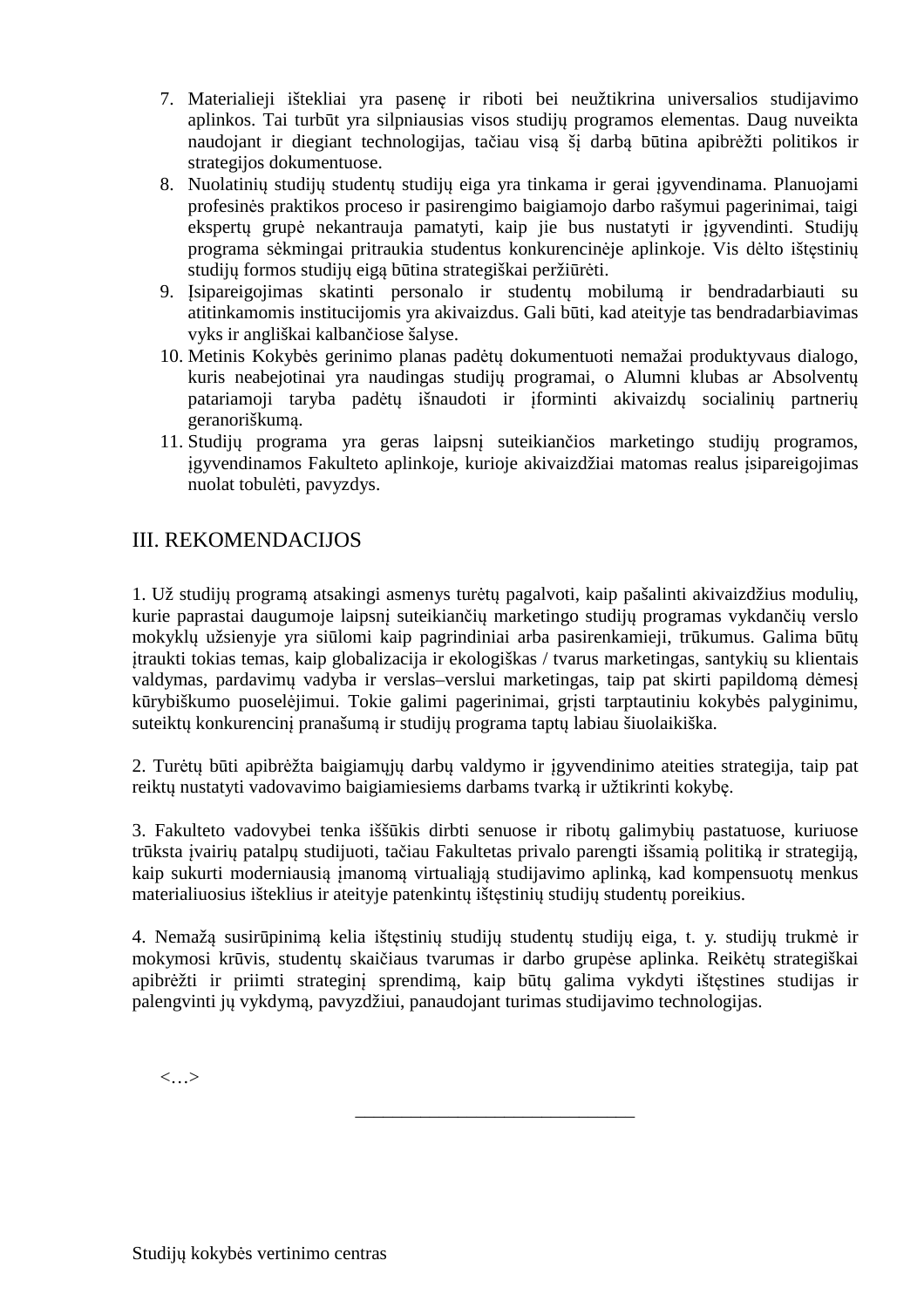7. Materialieji ištekliai yra pasenę ir riboti bei neužtikrina universalios studijavimo aplinkos. Tai turbūt yra silpniausias visos studijų programos elementas. Daug nuveikta naudojant ir diegiant technologijas, tačiau visą šį darbą būtina apibrėžti politikos ir strategijos dokumentuose.
8. Nuolatinių studijų studentų studijų eiga yra tinkama ir gerai įgyvendinama. Planuojami profesinės praktikos proceso ir pasirengimo baigiamojo darbo rašymui pagerinimai, taigi ekspertų grupė nekantrauja pamatyti, kaip jie bus nustatyti ir įgyvendinti. Studijų programa sėkmingai pritraukia studentus konkurencinėje aplinkoje. Vis dėlto ištęstinių studijų formos studijų eigą būtina strategiškai peržiūrėti.
9. Įsipareigojimas skatinti personalo ir studentų mobilumą ir bendradarbiauti su atitinkamomis institucijomis yra akivaizdus. Gali būti, kad ateityje tas bendradarbiavimas vyks ir angliškai kalbančiose šalyse.
10. Metinis Kokybės gerinimo planas padėtų dokumentuoti nemažai produktyvaus dialogo, kuris neabejotinai yra naudingas studijų programai, o Alumni klubas ar Absolventų patariamoji taryba padėtų išnaudoti ir įforminti akivaizdų socialinių partnerių geranoriškumą.
11. Studijų programa yra geras laipsnį suteikiančios marketingo studijų programos, įgyvendinamos Fakulteto aplinkoje, kurioje akivaizdžiai matomas realus įsipareigojimas nuolat tobulėti, pavyzdys.

## III. REKOMENDACIJOS

1. Už studijų programą atsakingi asmenys turėtų pagalvoti, kaip pašalinti akivaizdžius modulių, kurie paprastai daugumoje laipsnį suteikiančių marketingo studijų programas vykdančių verslo mokyklų užsienyje yra siūlomi kaip pagrindiniai arba pasirenkamieji, trūkumus. Galima būtų įtraukti tokias temas, kaip globalizacija ir ekologiškas / tvarus marketingas, santykių su klientais valdymas, pardavimų vadyba ir verslas–verslui marketingas, taip pat skirti papildomą dėmesį kūrybiškumo puoselėjimui. Tokie galimi pagerinimai, grįsti tarptautiniu kokybės palyginimu, suteiktų konkurencinį pranašumą ir studijų programa taptų labiau šiuolaikiška.

2. Turėtų būti apibrėžta baigiamųjų darbų valdymo ir įgyvendinimo ateities strategija, taip pat reiktų nustatyti vadovavimo baigiamiesiems darbams tvarką ir užtikrinti kokybę.

3. Fakulteto vadovybei tenka iššūkis dirbti senuose ir ribotų galimybių pastatuose, kuriuose trūksta įvairių patalpų studijuoti, tačiau Fakultetas privalo parengti išsamią politiką ir strategiją, kaip sukurti moderniausią įmanomą virtualiąją studijavimo aplinką, kad kompensuotų menkus materialiuosius išteklius ir ateityje patenkintų ištęstinių studijų studentų poreikius.

4. Nemažą susirūpinimą kelia ištęstinių studijų studentų studijų eiga, t. y. studijų trukmė ir mokymosi krūvis, studentų skaičiaus tvarumas ir darbo grupėse aplinka. Reikėtų strategiškai apibrėžti ir priimti strateginį sprendimą, kaip būtų galima vykdyti ištęstines studijas ir palengvinti jų vykdymą, pavyzdžiui, panaudojant turimas studijavimo technologijas.

<…>

______________________________

Studijų kokybės vertinimo centras